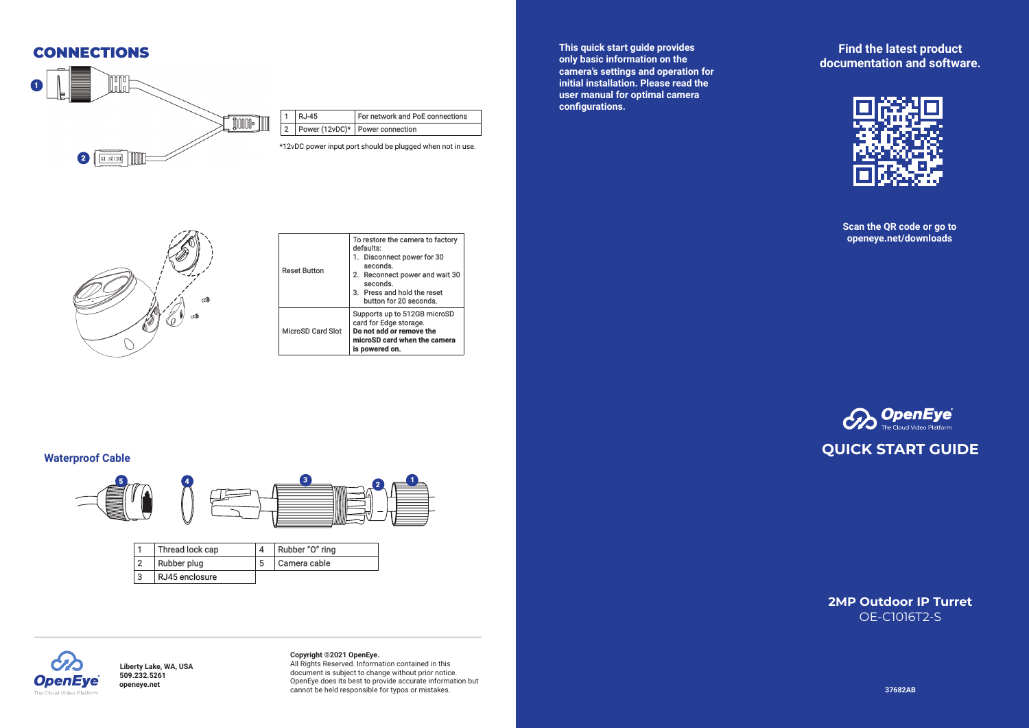## CONNECTIONS

| | | |
|---|---|---|
| 1 | RJ-45 | For network and PoE connections |
| 2 | Power (12vDC)* | Power connection |

*12vDC power input port should be plugged when not in use.

| | |
|---|---|
| Reset Button | To restore the camera to factory defaults:<br>1. Disconnect power for 30 seconds.<br>2. Reconnect power and wait 30 seconds.<br>3. Press and hold the reset button for 20 seconds. |
| MicroSD Card Slot | Supports up to 512GB microSD card for Edge storage.<br>**Do not add or remove the microSD card when the camera is powered on.** |

### Waterproof Cable

| | | | |
|---|---|---|---|
| 1 | Thread lock cap | 4 | Rubber "O" ring |
| 2 | Rubber plug | 5 | Camera cable |
| 3 | RJ45 enclosure | | |

OpenEye
The Cloud Video Platform

**Liberty Lake, WA, USA**
**509.232.5261**
**openeye.net**

**Copyright ©2021 OpenEye.**
All Rights Reserved. Information contained in this document is subject to change without prior notice. OpenEye does its best to provide accurate information but cannot be held responsible for typos or mistakes.

**This quick start guide provides only basic information on the camera's settings and operation for initial installation. Please read the user manual for optimal camera configurations.**

**Find the latest product documentation and software.**

**Scan the QR code or go to openeye.net/downloads**

OpenEye®
The Cloud Video Platform

## QUICK START GUIDE

**2MP Outdoor IP Turret**
OE-C1016T2-S

**37682AB**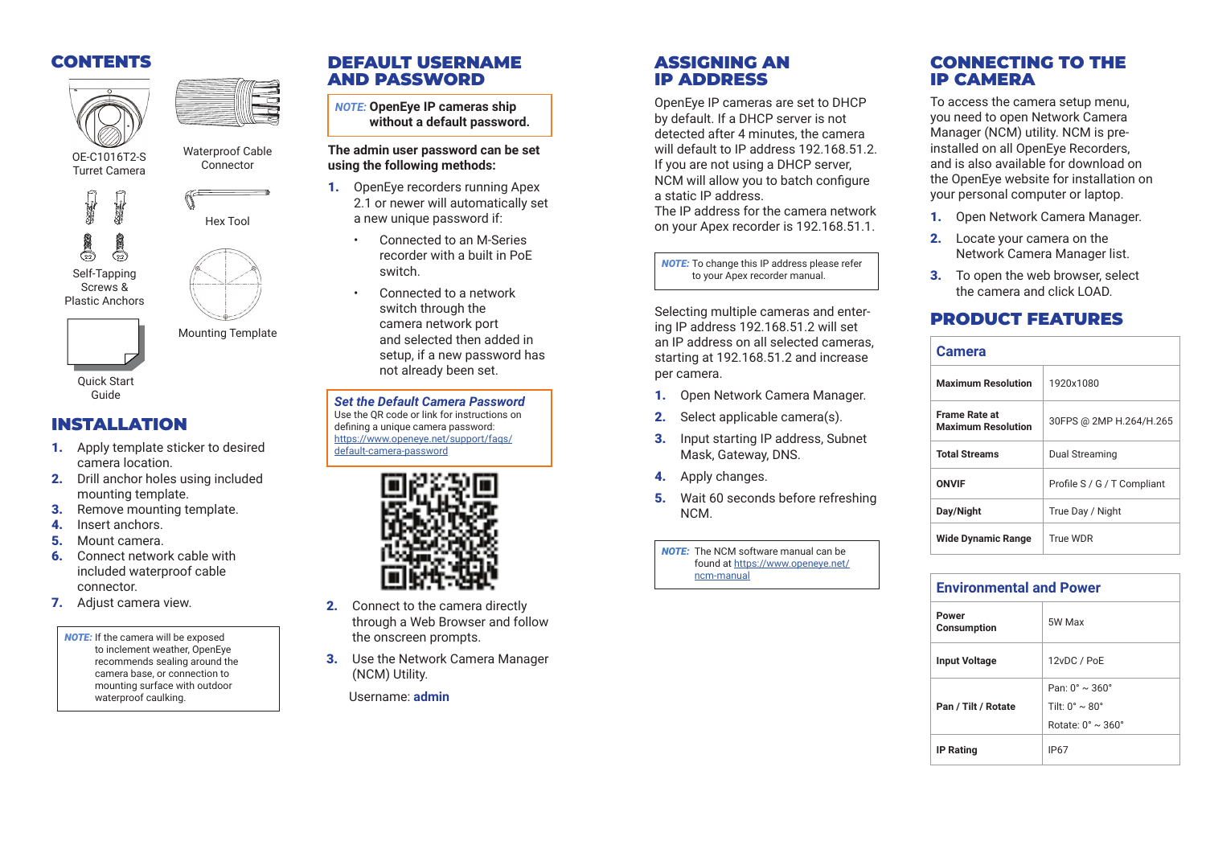## CONTENTS

OE-C1016T2-S Turret Camera

Waterproof Cable Connector

Hex Tool

Self-Tapping Screws & Plastic Anchors

Mounting Template

Quick Start Guide

## INSTALLATION

1. Apply template sticker to desired camera location.
2. Drill anchor holes using included mounting template.
3. Remove mounting template.
4. Insert anchors.
5. Mount camera.
6. Connect network cable with included waterproof cable connector.
7. Adjust camera view.

> *NOTE:* If the camera will be exposed to inclement weather, OpenEye recommends sealing around the camera base, or connection to mounting surface with outdoor waterproof caulking.

## DEFAULT USERNAME AND PASSWORD

> *NOTE:* **OpenEye IP cameras ship without a default password.**

**The admin user password can be set using the following methods:**

1. OpenEye recorders running Apex 2.1 or newer will automatically set a new unique password if:
   - Connected to an M-Series recorder with a built in PoE switch.
   - Connected to a network switch through the camera network port and selected then added in setup, if a new password has not already been set.

> ***Set the Default Camera Password***
> Use the QR code or link for instructions on defining a unique camera password:
> https://www.openeye.net/support/faqs/default-camera-password

2. Connect to the camera directly through a Web Browser and follow the onscreen prompts.
3. Use the Network Camera Manager (NCM) Utility.

   Username: **admin**

## ASSIGNING AN IP ADDRESS

OpenEye IP cameras are set to DHCP by default. If a DHCP server is not detected after 4 minutes, the camera will default to IP address 192.168.51.2. If you are not using a DHCP server, NCM will allow you to batch configure a static IP address.
The IP address for the camera network on your Apex recorder is 192.168.51.1.

> *NOTE:* To change this IP address please refer to your Apex recorder manual.

Selecting multiple cameras and entering IP address 192.168.51.2 will set an IP address on all selected cameras, starting at 192.168.51.2 and increase per camera.

1. Open Network Camera Manager.
2. Select applicable camera(s).
3. Input starting IP address, Subnet Mask, Gateway, DNS.
4. Apply changes.
5. Wait 60 seconds before refreshing NCM.

> *NOTE:* The NCM software manual can be found at https://www.openeye.net/ncm-manual

## CONNECTING TO THE IP CAMERA

To access the camera setup menu, you need to open Network Camera Manager (NCM) utility. NCM is pre-installed on all OpenEye Recorders, and is also available for download on the OpenEye website for installation on your personal computer or laptop.

1. Open Network Camera Manager.
2. Locate your camera on the Network Camera Manager list.
3. To open the web browser, select the camera and click LOAD.

## PRODUCT FEATURES

| Camera | |
|---|---|
| **Maximum Resolution** | 1920x1080 |
| **Frame Rate at Maximum Resolution** | 30FPS @ 2MP H.264/H.265 |
| **Total Streams** | Dual Streaming |
| **ONVIF** | Profile S / G / T Compliant |
| **Day/Night** | True Day / Night |
| **Wide Dynamic Range** | True WDR |

| Environmental and Power | |
|---|---|
| **Power Consumption** | 5W Max |
| **Input Voltage** | 12vDC / PoE |
| **Pan / Tilt / Rotate** | Pan: 0° ~ 360°<br>Tilt: 0° ~ 80°<br>Rotate: 0° ~ 360° |
| **IP Rating** | IP67 |